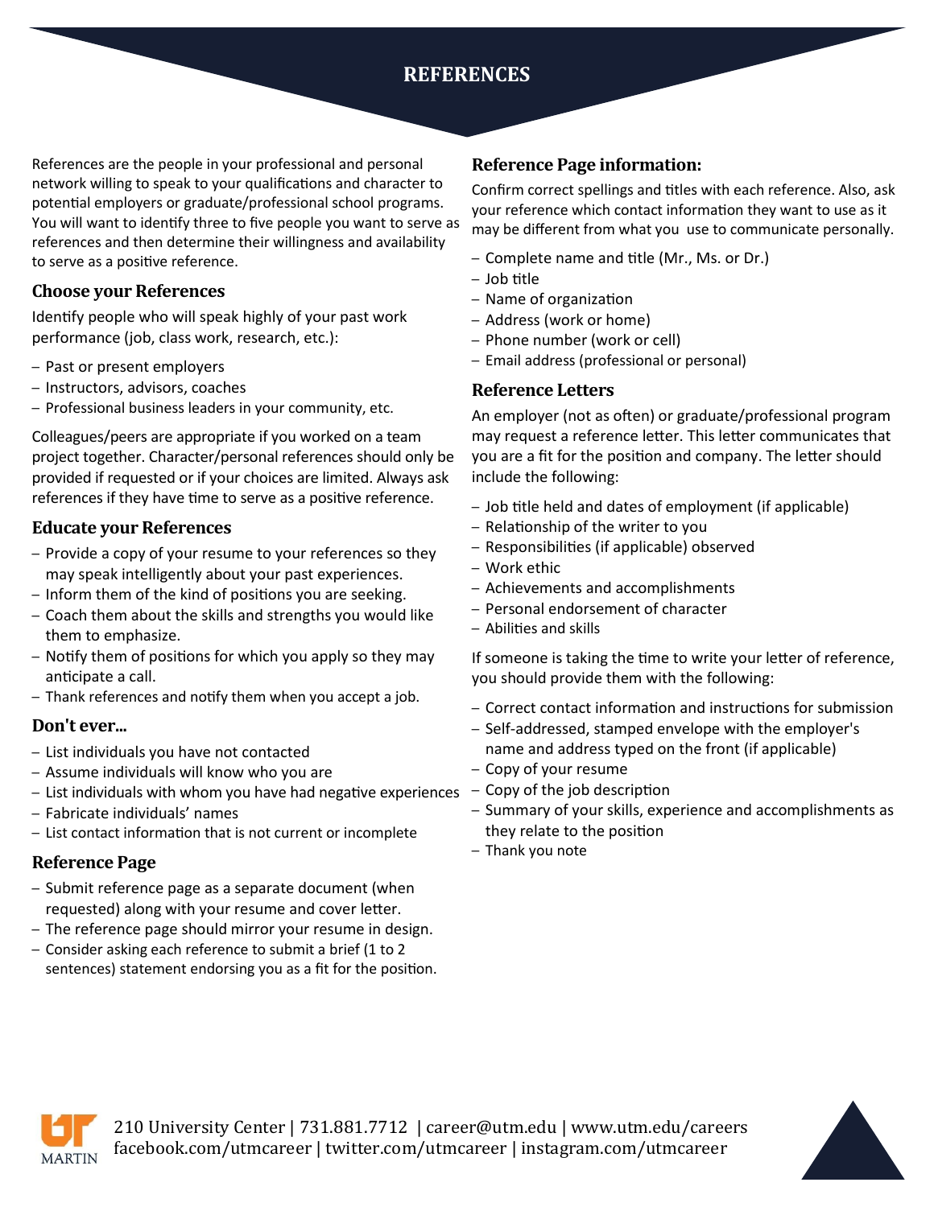# REFERENCES

References are the people in your professional and personal network willing to speak to your qualifications and character to potential employers or graduate/professional school programs. You will want to identify three to five people you want to serve as references and then determine their willingness and availability to serve as a positive reference.

## Choose your References

Identify people who will speak highly of your past work performance (job, class work, research, etc.):

- Past or present employers
- Instructors, advisors, coaches
- Professional business leaders in your community, etc.

Colleagues/peers are appropriate if you worked on a team project together. Character/personal references should only be provided if requested or if your choices are limited. Always ask references if they have time to serve as a positive reference.

## Educate your References

- Provide a copy of your resume to your references so they may speak intelligently about your past experiences.
- Inform them of the kind of positions you are seeking.
- Coach them about the skills and strengths you would like them to emphasize.
- Notify them of positions for which you apply so they may anticipate a call.
- Thank references and notify them when you accept a job.

## Don't ever...

- List individuals you have not contacted
- Assume individuals will know who you are
- List individuals with whom you have had negative experiences
- Fabricate individuals' names
- List contact information that is not current or incomplete

## Reference Page

- Submit reference page as a separate document (when requested) along with your resume and cover letter.
- The reference page should mirror your resume in design.
- Consider asking each reference to submit a brief (1 to 2 sentences) statement endorsing you as a fit for the position.

## Reference Page information:

Confirm correct spellings and titles with each reference. Also, ask your reference which contact information they want to use as it may be different from what you use to communicate personally.

- Complete name and title (Mr., Ms. or Dr.)
- Job title
- Name of organization
- Address (work or home)
- Phone number (work or cell)
- Email address (professional or personal)

## Reference Letters

An employer (not as often) or graduate/professional program may request a reference letter. This letter communicates that you are a fit for the position and company. The letter should include the following:

- Job title held and dates of employment (if applicable)
- Relationship of the writer to you
- Responsibilities (if applicable) observed
- Work ethic
- Achievements and accomplishments
- Personal endorsement of character
- Abilities and skills

If someone is taking the time to write your letter of reference, you should provide them with the following:

- Correct contact information and instructions for submission
- Self-addressed, stamped envelope with the employer's name and address typed on the front (if applicable)
- Copy of your resume
- Copy of the job description
- Summary of your skills, experience and accomplishments as they relate to the position
- Thank you note

UT MARTIN

210 University Center | 731.881.7712 | career@utm.edu | www.utm.edu/careers
facebook.com/utmcareer | twitter.com/utmcareer | instagram.com/utmcareer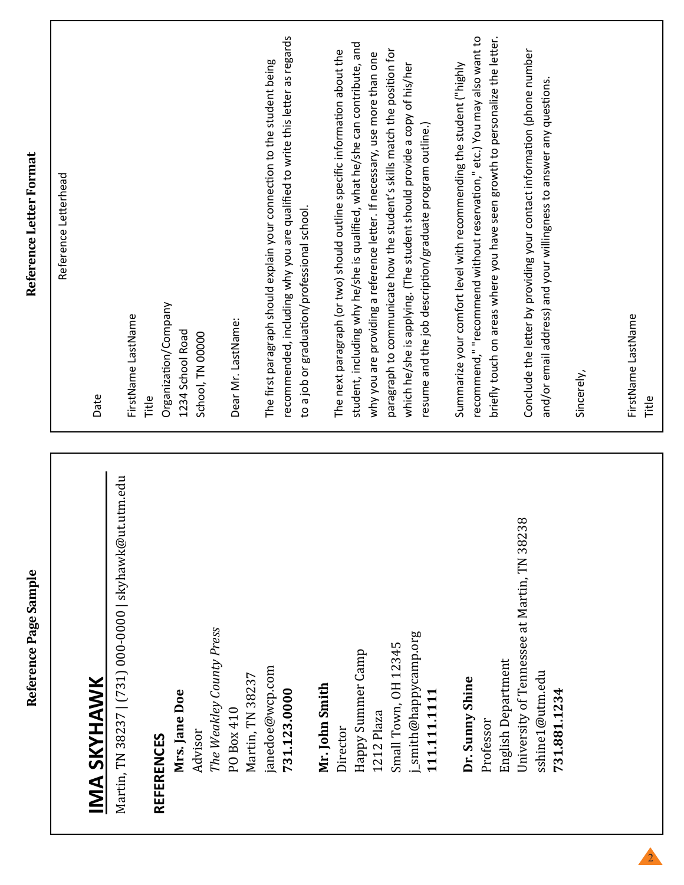# Reference Page Sample

# IMA SKYHAWK

Martin, TN 38237 | (731) 000-0000 | skyhawk@ut.utm.edu

## REFERENCES

**Mrs. Jane Doe**
Advisor
*The Weakley County Press*
PO Box 410
Martin, TN 38237
janedoe@wcp.com
**731.123.0000**

**Mr. John Smith**
Director
Happy Summer Camp
1212 Plaza
Small Town, OH 12345
j_smith@happycamp.org
**111.111.1111**

**Dr. Sunny Shine**
Professor
English Department
University of Tennessee at Martin, TN 38238
sshine1@utm.edu
**731.881.1234**

# Reference Letter Format

Reference Letterhead

Date

FirstName LastName
Title
Organization/Company
1234 School Road
School, TN 00000

Dear Mr. LastName:

The first paragraph should explain your connection to the student being recommended, including why you are qualified to write this letter as regards to a job or graduation/professional school.

The next paragraph (or two) should outline specific information about the student, including why he/she is qualified, what he/she can contribute, and why you are providing a reference letter. If necessary, use more than one paragraph to communicate how the student's skills match the position for which he/she is applying. (The student should provide a copy of his/her resume and the job description/graduate program outline.)

Summarize your comfort level with recommending the student ("highly recommend," "recommend without reservation," etc.) You may also want to briefly touch on areas where you have seen growth to personalize the letter.

Conclude the letter by providing your contact information (phone number and/or email address) and your willingness to answer any questions.

Sincerely,

FirstName LastName
Title